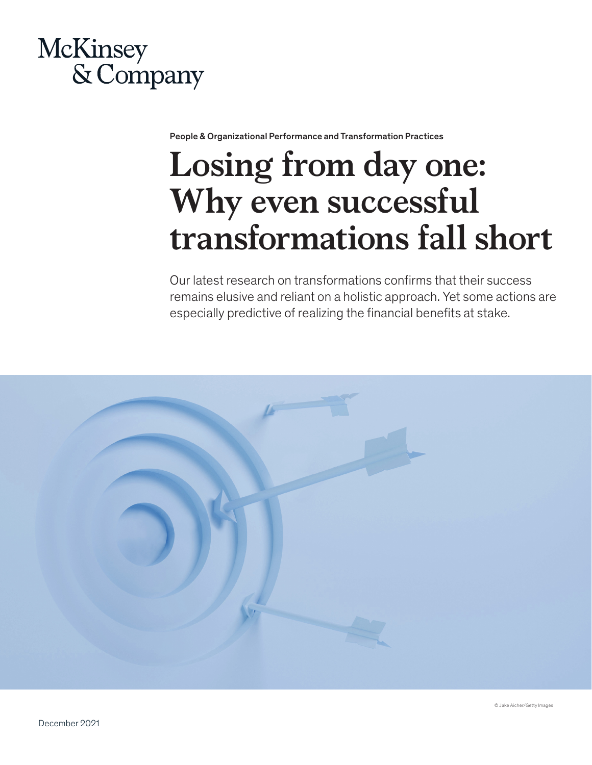McKinsey & Company

People & Organizational Performance and Transformation Practices

# Losing from day one: Why even successful transformations fall short

Our latest research on transformations confirms that their success remains elusive and reliant on a holistic approach. Yet some actions are especially predictive of realizing the financial benefits at stake.

© Jake Aicher/Getty Images

December 2021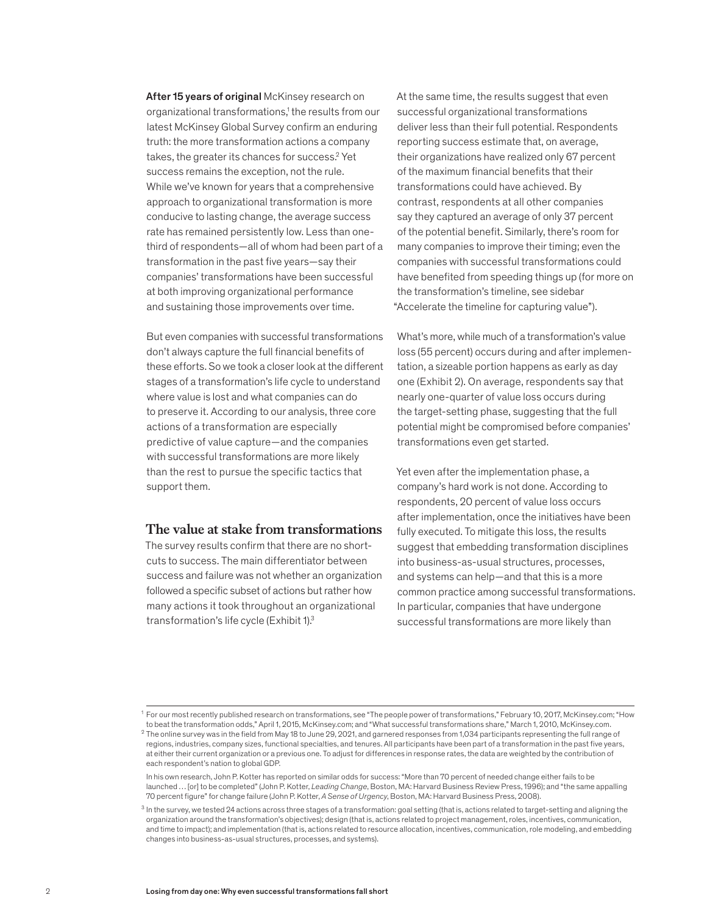**After 15 years of original** McKinsey research on organizational transformations,[1] the results from our latest McKinsey Global Survey confirm an enduring truth: the more transformation actions a company takes, the greater its chances for success.[2] Yet success remains the exception, not the rule. While we've known for years that a comprehensive approach to organizational transformation is more conducive to lasting change, the average success rate has remained persistently low. Less than one-third of respondents—all of whom had been part of a transformation in the past five years—say their companies' transformations have been successful at both improving organizational performance and sustaining those improvements over time.

But even companies with successful transformations don't always capture the full financial benefits of these efforts. So we took a closer look at the different stages of a transformation's life cycle to understand where value is lost and what companies can do to preserve it. According to our analysis, three core actions of a transformation are especially predictive of value capture—and the companies with successful transformations are more likely than the rest to pursue the specific tactics that support them.

## The value at stake from transformations

The survey results confirm that there are no shortcuts to success. The main differentiator between success and failure was not whether an organization followed a specific subset of actions but rather how many actions it took throughout an organizational transformation's life cycle (Exhibit 1).[3]

At the same time, the results suggest that even successful organizational transformations deliver less than their full potential. Respondents reporting success estimate that, on average, their organizations have realized only 67 percent of the maximum financial benefits that their transformations could have achieved. By contrast, respondents at all other companies say they captured an average of only 37 percent of the potential benefit. Similarly, there's room for many companies to improve their timing; even the companies with successful transformations could have benefited from speeding things up (for more on the transformation's timeline, see sidebar "Accelerate the timeline for capturing value").

What's more, while much of a transformation's value loss (55 percent) occurs during and after implementation, a sizeable portion happens as early as day one (Exhibit 2). On average, respondents say that nearly one-quarter of value loss occurs during the target-setting phase, suggesting that the full potential might be compromised before companies' transformations even get started.

Yet even after the implementation phase, a company's hard work is not done. According to respondents, 20 percent of value loss occurs after implementation, once the initiatives have been fully executed. To mitigate this loss, the results suggest that embedding transformation disciplines into business-as-usual structures, processes, and systems can help—and that this is a more common practice among successful transformations. In particular, companies that have undergone successful transformations are more likely than

---

[1] For our most recently published research on transformations, see "The people power of transformations," February 10, 2017, McKinsey.com; "How to beat the transformation odds," April 1, 2015, McKinsey.com; and "What successful transformations share," March 1, 2010, McKinsey.com.

[2] The online survey was in the field from May 18 to June 29, 2021, and garnered responses from 1,034 participants representing the full range of regions, industries, company sizes, functional specialties, and tenures. All participants have been part of a transformation in the past five years, at either their current organization or a previous one. To adjust for differences in response rates, the data are weighted by the contribution of each respondent's nation to global GDP.

In his own research, John P. Kotter has reported on similar odds for success: "More than 70 percent of needed change either fails to be launched … [or] to be completed" (John P. Kotter, *Leading Change*, Boston, MA: Harvard Business Review Press, 1996); and "the same appalling 70 percent figure" for change failure (John P. Kotter, *A Sense of Urgency*, Boston, MA: Harvard Business Press, 2008).

[3] In the survey, we tested 24 actions across three stages of a transformation: goal setting (that is, actions related to target-setting and aligning the organization around the transformation's objectives); design (that is, actions related to project management, roles, incentives, communication, and time to impact); and implementation (that is, actions related to resource allocation, incentives, communication, role modeling, and embedding changes into business-as-usual structures, processes, and systems).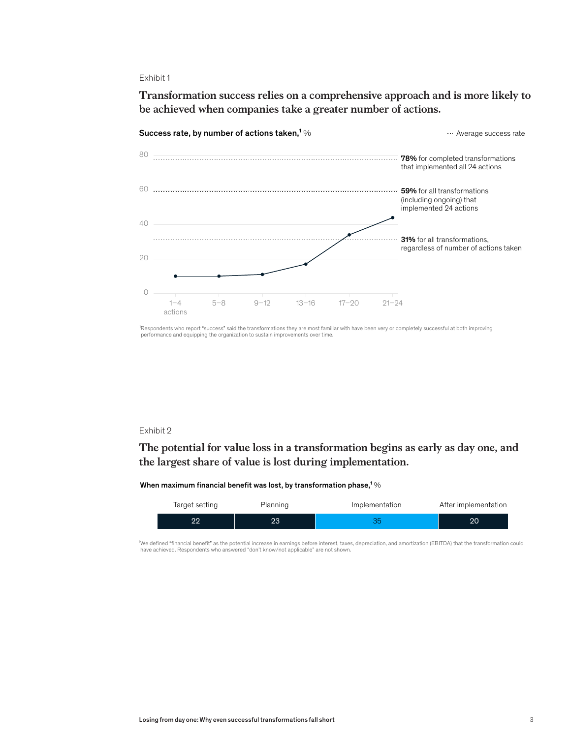Exhibit 1

## Transformation success relies on a comprehensive approach and is more likely to be achieved when companies take a greater number of actions.

**Success rate, by number of actions taken,**[1] %

··· Average success rate

- **78%** for completed transformations that implemented all 24 actions
- **59%** for all transformations (including ongoing) that implemented 24 actions
- **31%** for all transformations, regardless of number of actions taken

| Number of actions | 1–4 actions | 5–8 | 9–12 | 13–16 | 17–20 | 21–24 |
|---|---|---|---|---|---|---|

[1]Respondents who report "success" said the transformations they are most familiar with have been very or completely successful at both improving performance and equipping the organization to sustain improvements over time.

Exhibit 2

## The potential for value loss in a transformation begins as early as day one, and the largest share of value is lost during implementation.

**When maximum financial benefit was lost, by transformation phase,**[1] %

| Target setting | Planning | Implementation | After implementation |
|---|---|---|---|
| 22 | 23 | 35 | 20 |

[1]We defined "financial benefit" as the potential increase in earnings before interest, taxes, depreciation, and amortization (EBITDA) that the transformation could have achieved. Respondents who answered "don't know/not applicable" are not shown.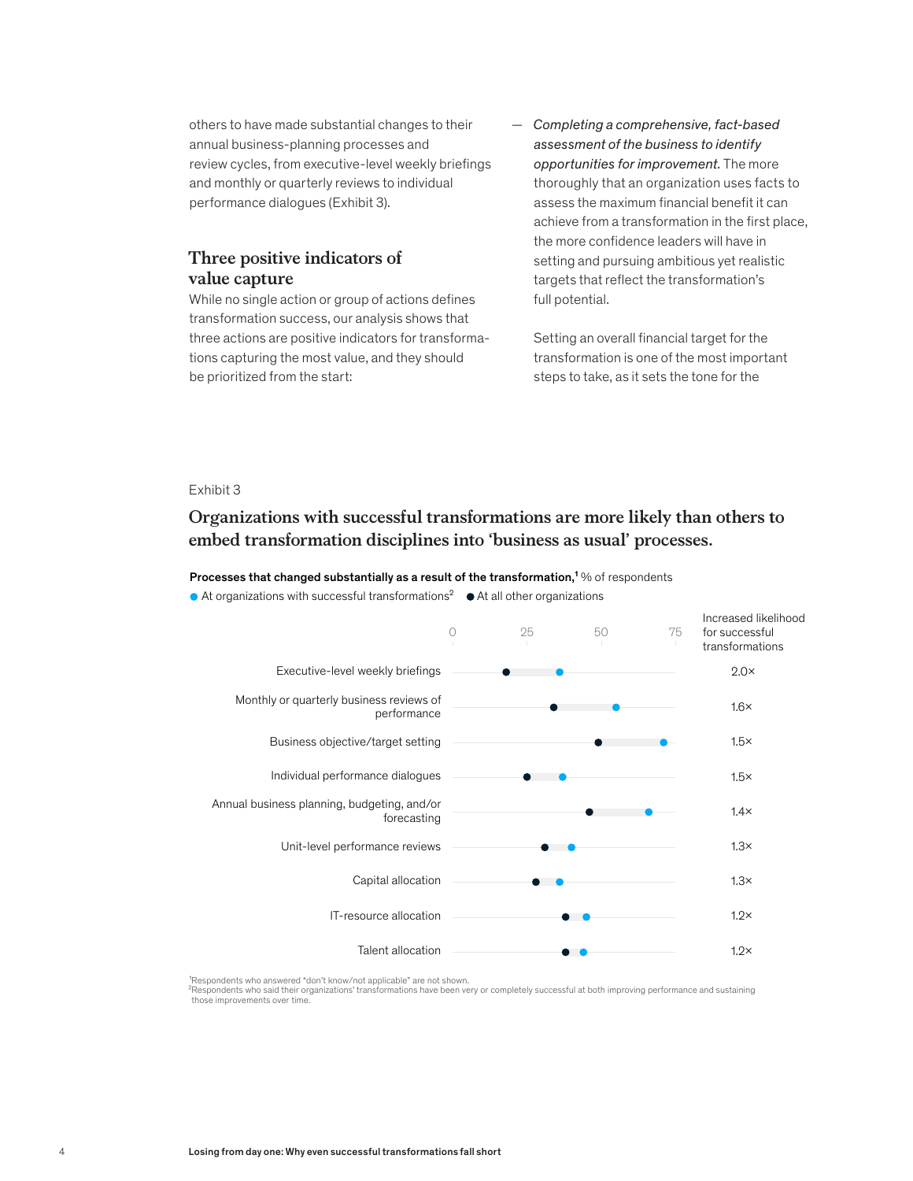others to have made substantial changes to their annual business-planning processes and review cycles, from executive-level weekly briefings and monthly or quarterly reviews to individual performance dialogues (Exhibit 3).

## Three positive indicators of value capture

While no single action or group of actions defines transformation success, our analysis shows that three actions are positive indicators for transformations capturing the most value, and they should be prioritized from the start:

— *Completing a comprehensive, fact-based assessment of the business to identify opportunities for improvement.* The more thoroughly that an organization uses facts to assess the maximum financial benefit it can achieve from a transformation in the first place, the more confidence leaders will have in setting and pursuing ambitious yet realistic targets that reflect the transformation's full potential.

Setting an overall financial target for the transformation is one of the most important steps to take, as it sets the tone for the

Exhibit 3

### Organizations with successful transformations are more likely than others to embed transformation disciplines into 'business as usual' processes.

**Processes that changed substantially as a result of the transformation,**[1] % of respondents

● At organizations with successful transformations[2] ● At all other organizations

| Process | Increased likelihood for successful transformations |
|---|---|
| Executive-level weekly briefings | 2.0× |
| Monthly or quarterly business reviews of performance | 1.6× |
| Business objective/target setting | 1.5× |
| Individual performance dialogues | 1.5× |
| Annual business planning, budgeting, and/or forecasting | 1.4× |
| Unit-level performance reviews | 1.3× |
| Capital allocation | 1.3× |
| IT-resource allocation | 1.2× |
| Talent allocation | 1.2× |

[1]Respondents who answered "don't know/not applicable" are not shown.
[2]Respondents who said their organizations' transformations have been very or completely successful at both improving performance and sustaining those improvements over time.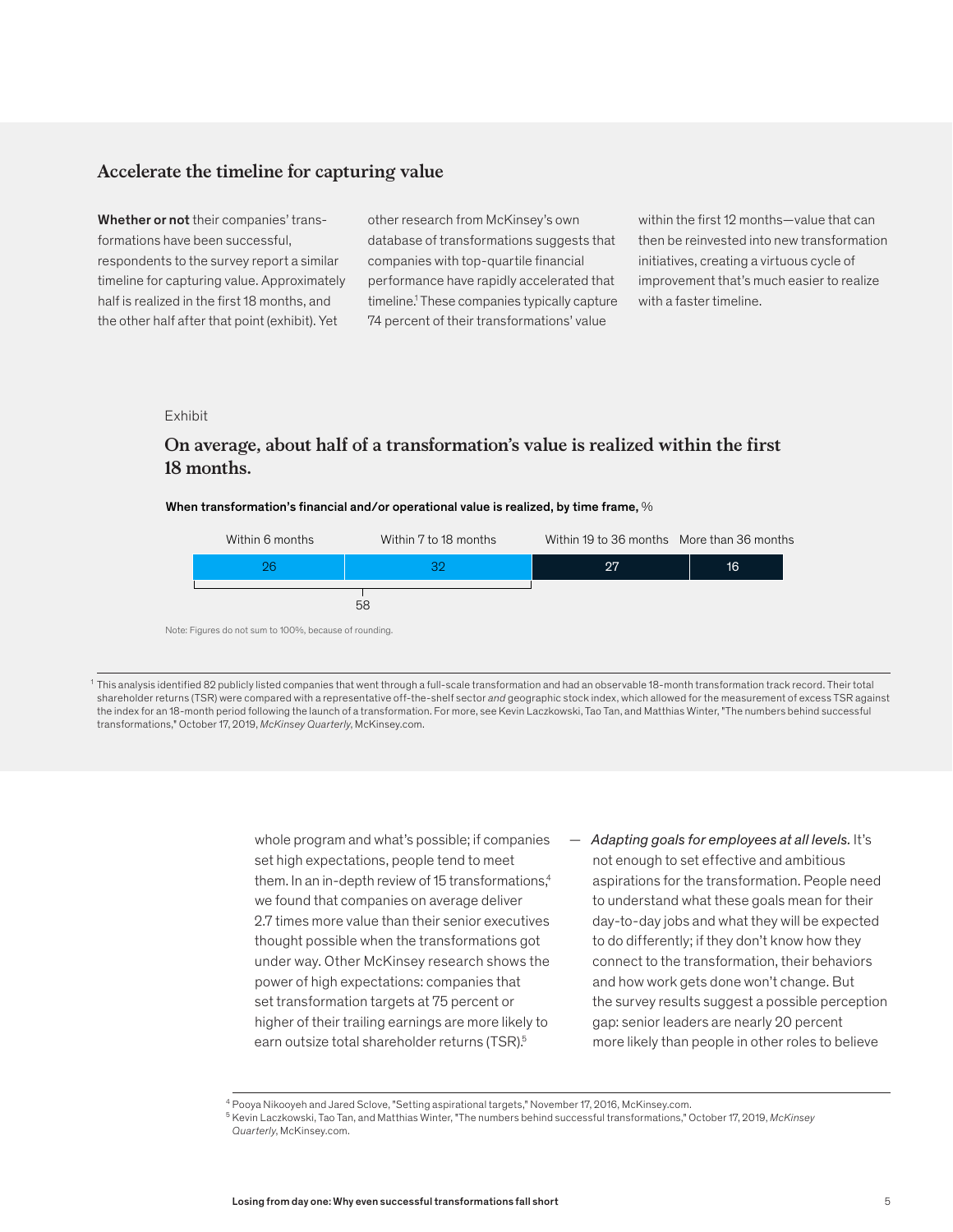## Accelerate the timeline for capturing value

**Whether or not** their companies' transformations have been successful, respondents to the survey report a similar timeline for capturing value. Approximately half is realized in the first 18 months, and the other half after that point (exhibit). Yet other research from McKinsey's own database of transformations suggests that companies with top-quartile financial performance have rapidly accelerated that timeline.[1] These companies typically capture 74 percent of their transformations' value within the first 12 months—value that can then be reinvested into new transformation initiatives, creating a virtuous cycle of improvement that's much easier to realize with a faster timeline.

Exhibit

### On average, about half of a transformation's value is realized within the first 18 months.

**When transformation's financial and/or operational value is realized, by time frame,** %

| Within 6 months | Within 7 to 18 months | Within 19 to 36 months | More than 36 months |
|---|---|---|---|
| 26 | 32 | 27 | 16 |

Within 6 months + Within 7 to 18 months: 58

Note: Figures do not sum to 100%, because of rounding.

[1] This analysis identified 82 publicly listed companies that went through a full-scale transformation and had an observable 18-month transformation track record. Their total shareholder returns (TSR) were compared with a representative off-the-shelf sector *and* geographic stock index, which allowed for the measurement of excess TSR against the index for an 18-month period following the launch of a transformation. For more, see Kevin Laczkowski, Tao Tan, and Matthias Winter, "The numbers behind successful transformations," October 17, 2019, *McKinsey Quarterly*, McKinsey.com.

whole program and what's possible; if companies set high expectations, people tend to meet them. In an in-depth review of 15 transformations,[4] we found that companies on average deliver 2.7 times more value than their senior executives thought possible when the transformations got under way. Other McKinsey research shows the power of high expectations: companies that set transformation targets at 75 percent or higher of their trailing earnings are more likely to earn outsize total shareholder returns (TSR).[5]

— *Adapting goals for employees at all levels.* It's not enough to set effective and ambitious aspirations for the transformation. People need to understand what these goals mean for their day-to-day jobs and what they will be expected to do differently; if they don't know how they connect to the transformation, their behaviors and how work gets done won't change. But the survey results suggest a possible perception gap: senior leaders are nearly 20 percent more likely than people in other roles to believe

[4] Pooya Nikooyeh and Jared Sclove, "Setting aspirational targets," November 17, 2016, McKinsey.com.

[5] Kevin Laczkowski, Tao Tan, and Matthias Winter, "The numbers behind successful transformations," October 17, 2019, *McKinsey Quarterly*, McKinsey.com.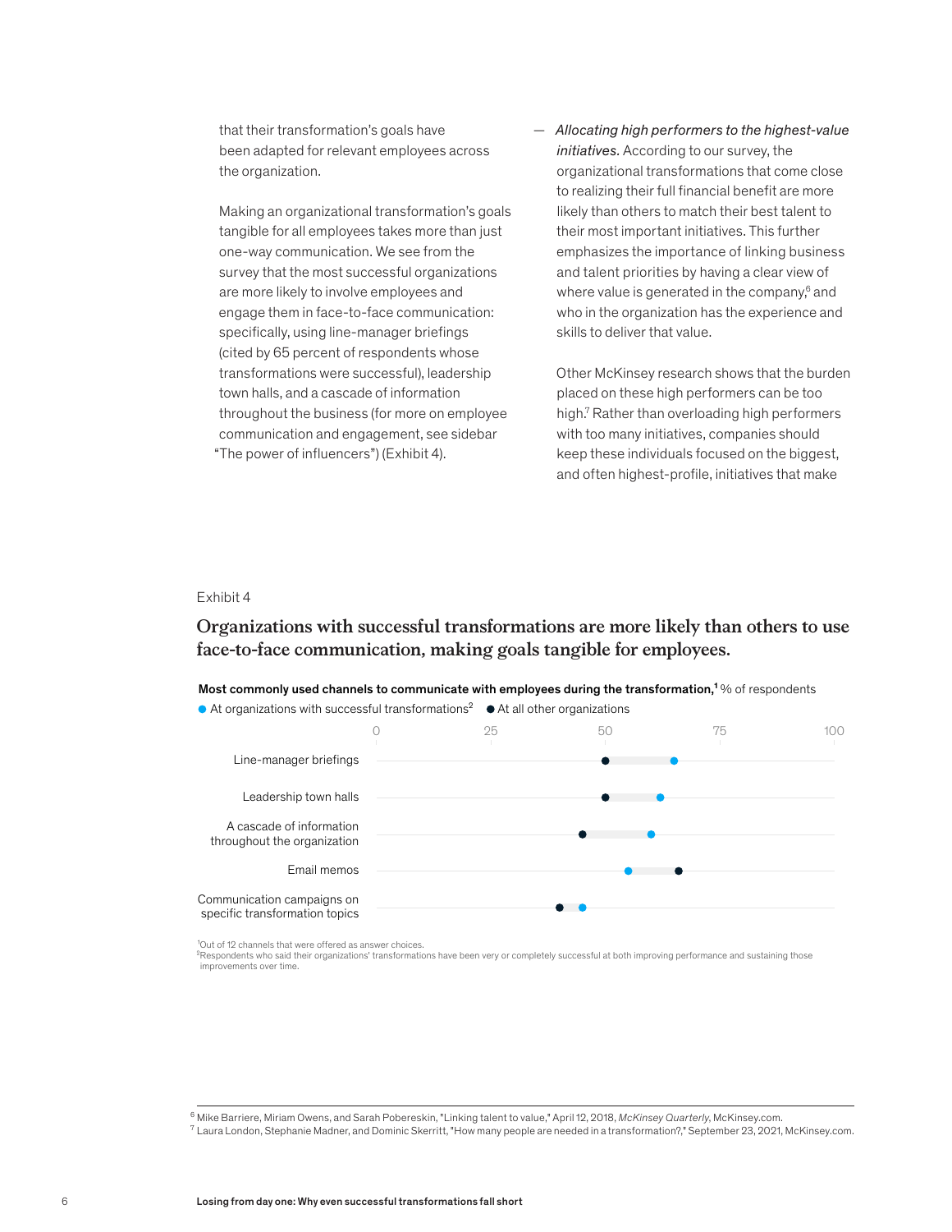that their transformation's goals have been adapted for relevant employees across the organization.

Making an organizational transformation's goals tangible for all employees takes more than just one-way communication. We see from the survey that the most successful organizations are more likely to involve employees and engage them in face-to-face communication: specifically, using line-manager briefings (cited by 65 percent of respondents whose transformations were successful), leadership town halls, and a cascade of information throughout the business (for more on employee communication and engagement, see sidebar "The power of influencers") (Exhibit 4).

— *Allocating high performers to the highest-value initiatives.* According to our survey, the organizational transformations that come close to realizing their full financial benefit are more likely than others to match their best talent to their most important initiatives. This further emphasizes the importance of linking business and talent priorities by having a clear view of where value is generated in the company,[6] and who in the organization has the experience and skills to deliver that value.

Other McKinsey research shows that the burden placed on these high performers can be too high.[7] Rather than overloading high performers with too many initiatives, companies should keep these individuals focused on the biggest, and often highest-profile, initiatives that make

Exhibit 4

## Organizations with successful transformations are more likely than others to use face-to-face communication, making goals tangible for employees.

**Most commonly used channels to communicate with employees during the transformation,[1]** % of respondents

● At organizations with successful transformations[2] ● At all other organizations

| Channel | At organizations with successful transformations | At all other organizations |
|---|---|---|
| Line-manager briefings | 65 | 50 |
| Leadership town halls | 62 | 50 |
| A cascade of information throughout the organization | 60 | 45 |
| Email memos | 55 | 66 |
| Communication campaigns on specific transformation topics | 45 | 40 |

[1]Out of 12 channels that were offered as answer choices.
[2]Respondents who said their organizations' transformations have been very or completely successful at both improving performance and sustaining those improvements over time.

[6] Mike Barriere, Miriam Owens, and Sarah Pobereskin, "Linking talent to value," April 12, 2018, *McKinsey Quarterly*, McKinsey.com.
[7] Laura London, Stephanie Madner, and Dominic Skerritt, "How many people are needed in a transformation?," September 23, 2021, McKinsey.com.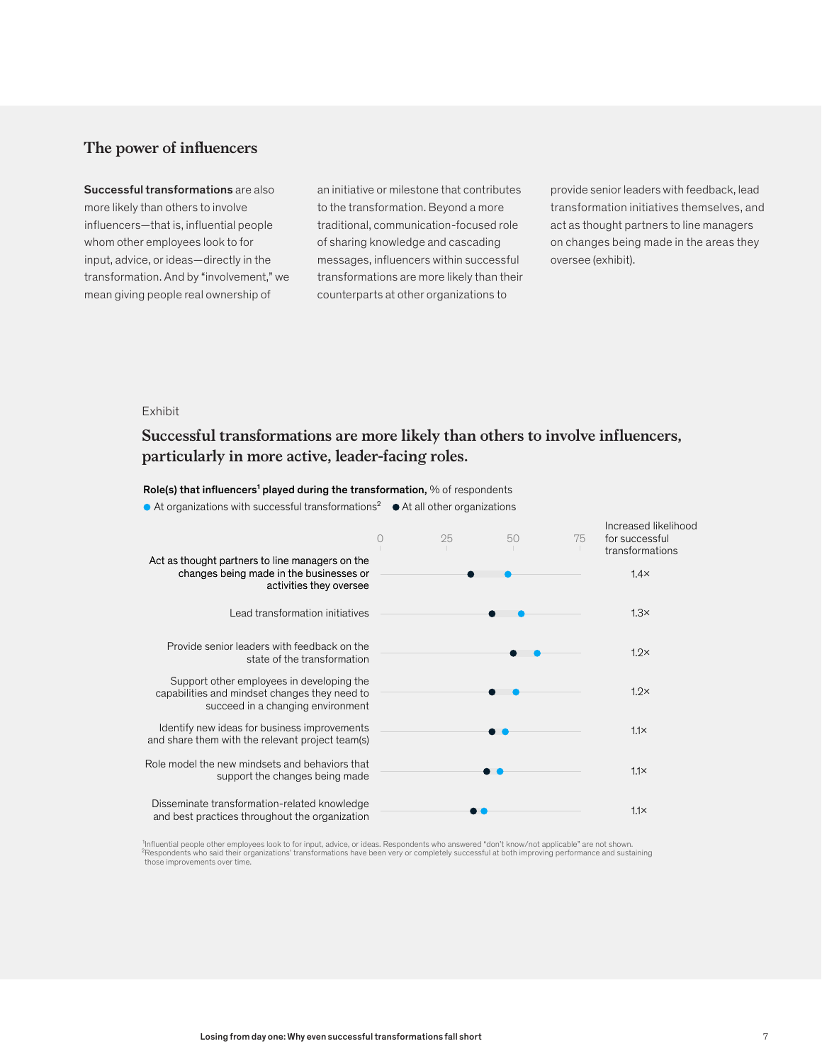## The power of influencers

**Successful transformations** are also more likely than others to involve influencers—that is, influential people whom other employees look to for input, advice, or ideas—directly in the transformation. And by "involvement," we mean giving people real ownership of an initiative or milestone that contributes to the transformation. Beyond a more traditional, communication-focused role of sharing knowledge and cascading messages, influencers within successful transformations are more likely than their counterparts at other organizations to provide senior leaders with feedback, lead transformation initiatives themselves, and act as thought partners to line managers on changes being made in the areas they oversee (exhibit).

Exhibit

### Successful transformations are more likely than others to involve influencers, particularly in more active, leader-facing roles.

**Role(s) that influencers[1] played during the transformation,** % of respondents

● At organizations with successful transformations[2] ● At all other organizations

| Role | Increased likelihood for successful transformations |
|---|---|
| Act as thought partners to line managers on the changes being made in the businesses or activities they oversee | 1.4× |
| Lead transformation initiatives | 1.3× |
| Provide senior leaders with feedback on the state of the transformation | 1.2× |
| Support other employees in developing the capabilities and mindset changes they need to succeed in a changing environment | 1.2× |
| Identify new ideas for business improvements and share them with the relevant project team(s) | 1.1× |
| Role model the new mindsets and behaviors that support the changes being made | 1.1× |
| Disseminate transformation-related knowledge and best practices throughout the organization | 1.1× |

[1]Influential people other employees look to for input, advice, or ideas. Respondents who answered "don't know/not applicable" are not shown.
[2]Respondents who said their organizations' transformations have been very or completely successful at both improving performance and sustaining those improvements over time.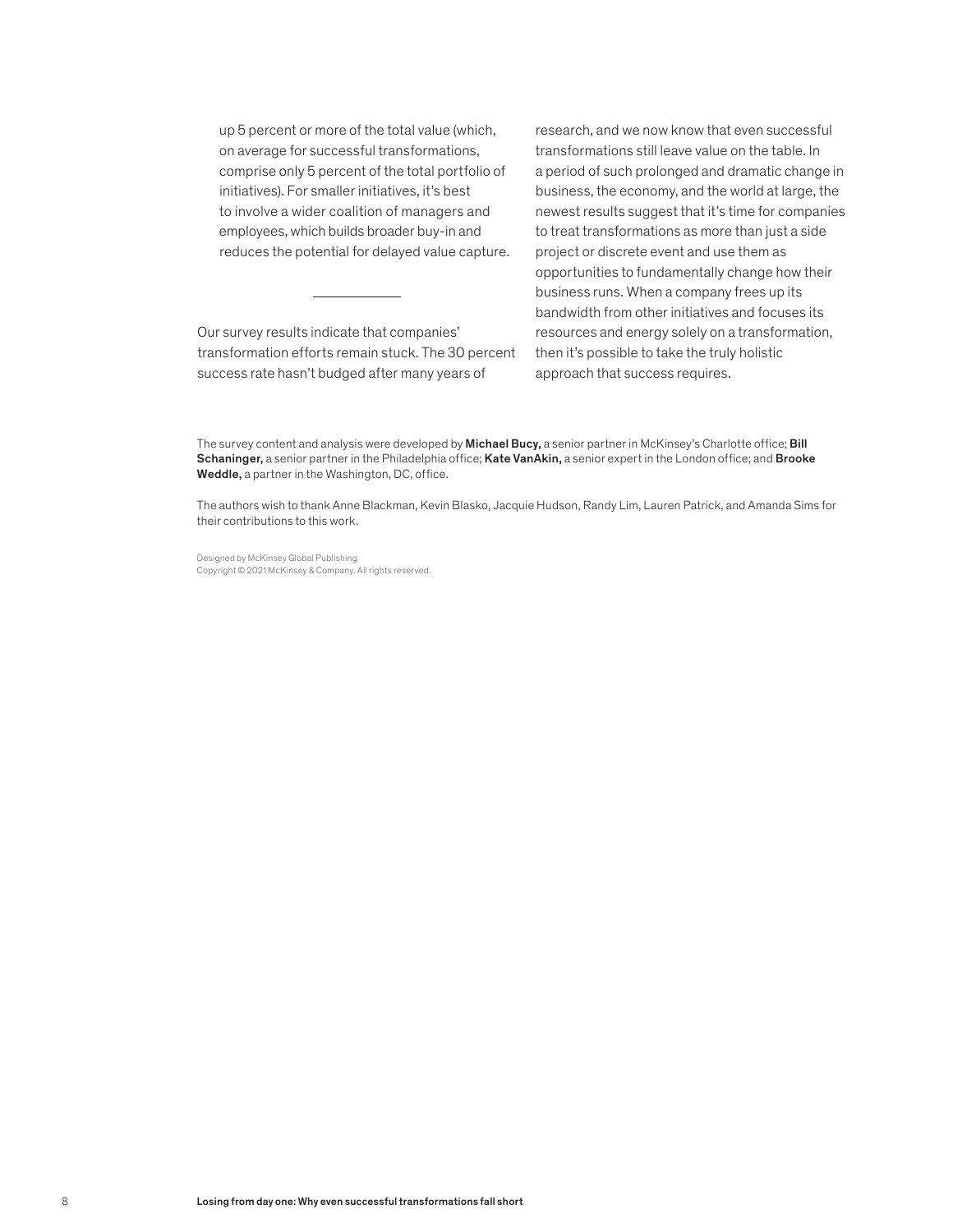up 5 percent or more of the total value (which, on average for successful transformations, comprise only 5 percent of the total portfolio of initiatives). For smaller initiatives, it's best to involve a wider coalition of managers and employees, which builds broader buy-in and reduces the potential for delayed value capture.

---

Our survey results indicate that companies' transformation efforts remain stuck. The 30 percent success rate hasn't budged after many years of research, and we now know that even successful transformations still leave value on the table. In a period of such prolonged and dramatic change in business, the economy, and the world at large, the newest results suggest that it's time for companies to treat transformations as more than just a side project or discrete event and use them as opportunities to fundamentally change how their business runs. When a company frees up its bandwidth from other initiatives and focuses its resources and energy solely on a transformation, then it's possible to take the truly holistic approach that success requires.

The survey content and analysis were developed by **Michael Bucy,** a senior partner in McKinsey's Charlotte office; **Bill Schaninger,** a senior partner in the Philadelphia office; **Kate VanAkin,** a senior expert in the London office; and **Brooke Weddle,** a partner in the Washington, DC, office.

The authors wish to thank Anne Blackman, Kevin Blasko, Jacquie Hudson, Randy Lim, Lauren Patrick, and Amanda Sims for their contributions to this work.

Designed by McKinsey Global Publishing
Copyright © 2021 McKinsey & Company. All rights reserved.